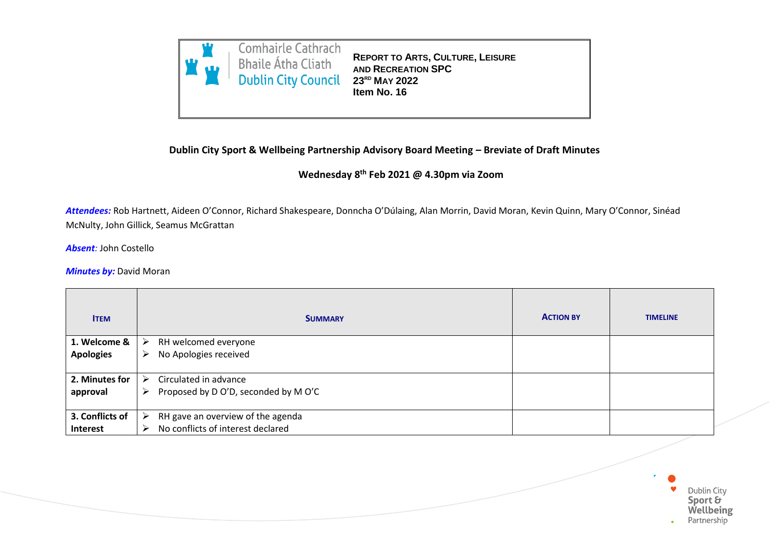Comhairle Cathrach Bhaile Átha Cliath
Dublin City Council

**REPORT TO ARTS, CULTURE, LEISURE AND RECREATION SPC**
**23RD MAY 2022**
**Item No. 16**

**Dublin City Sport & Wellbeing Partnership Advisory Board Meeting – Breviate of Draft Minutes**

**Wednesday 8th Feb 2021 @ 4.30pm via Zoom**

***Attendees:*** Rob Hartnett, Aideen O'Connor, Richard Shakespeare, Donncha O'Dúlaing, Alan Morrin, David Moran, Kevin Quinn, Mary O'Connor, Sinéad McNulty, John Gillick, Seamus McGrattan

***Absent:*** John Costello

***Minutes by:*** David Moran

| ITEM | SUMMARY | ACTION BY | TIMELINE |
|---|---|---|---|
| **1. Welcome & Apologies** | ➢ RH welcomed everyone<br>➢ No Apologies received | | |
| **2. Minutes for approval** | ➢ Circulated in advance<br>➢ Proposed by D O'D, seconded by M O'C | | |
| **3. Conflicts of Interest** | ➢ RH gave an overview of the agenda<br>➢ No conflicts of interest declared | | |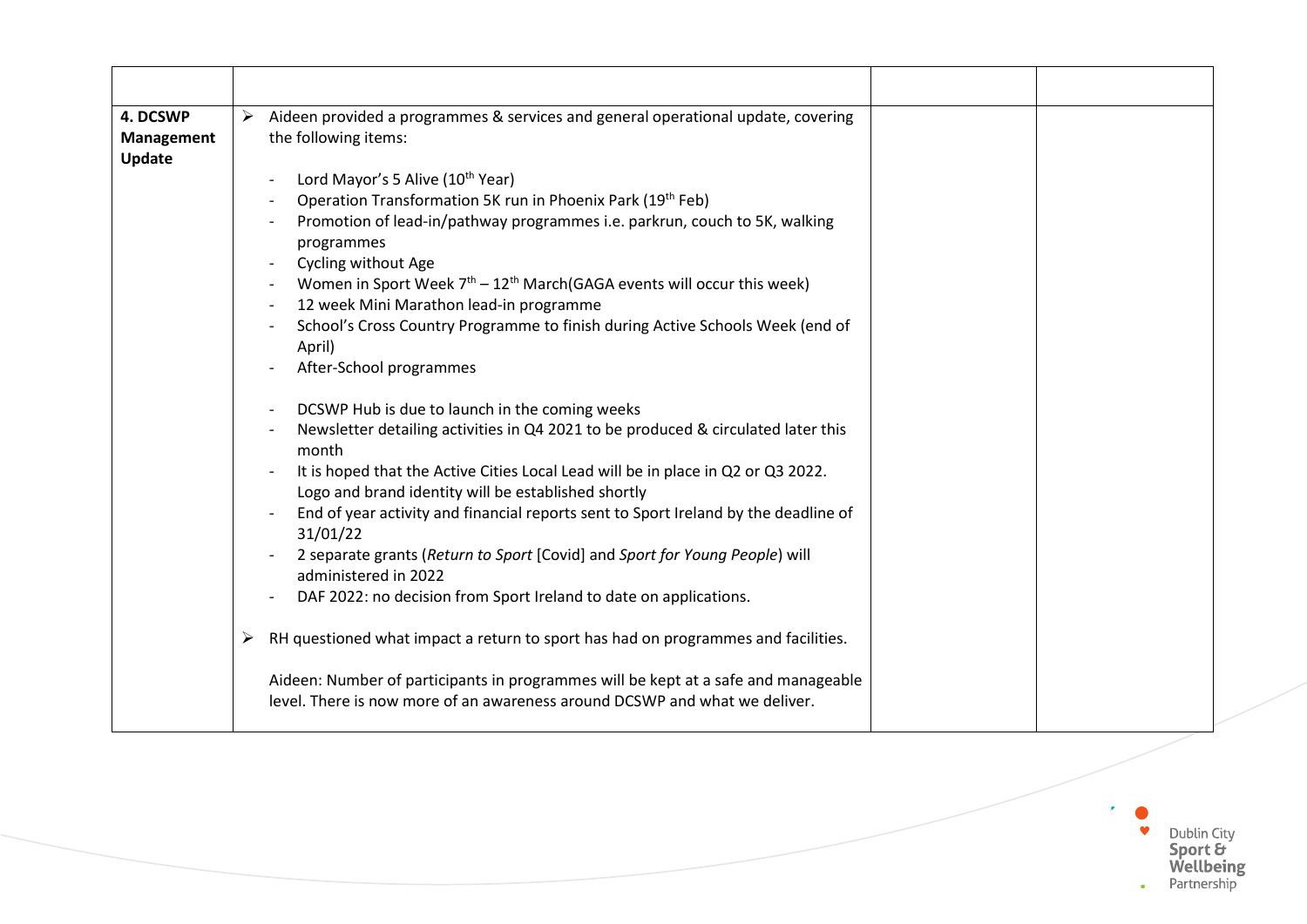| | | | |
|---|---|---|---|
| **4. DCSWP Management Update** | ➢ Aideen provided a programmes & services and general operational update, covering the following items:<br><br>- Lord Mayor's 5 Alive (10th Year)<br>- Operation Transformation 5K run in Phoenix Park (19th Feb)<br>- Promotion of lead-in/pathway programmes i.e. parkrun, couch to 5K, walking programmes<br>- Cycling without Age<br>- Women in Sport Week 7th – 12th March(GAGA events will occur this week)<br>- 12 week Mini Marathon lead-in programme<br>- School's Cross Country Programme to finish during Active Schools Week (end of April)<br>- After-School programmes<br><br>- DCSWP Hub is due to launch in the coming weeks<br>- Newsletter detailing activities in Q4 2021 to be produced & circulated later this month<br>- It is hoped that the Active Cities Local Lead will be in place in Q2 or Q3 2022. Logo and brand identity will be established shortly<br>- End of year activity and financial reports sent to Sport Ireland by the deadline of 31/01/22<br>- 2 separate grants (*Return to Sport* [Covid] and *Sport for Young People*) will administered in 2022<br>- DAF 2022: no decision from Sport Ireland to date on applications.<br><br>➢ RH questioned what impact a return to sport has had on programmes and facilities.<br><br>Aideen: Number of participants in programmes will be kept at a safe and manageable level. There is now more of an awareness around DCSWP and what we deliver. | | |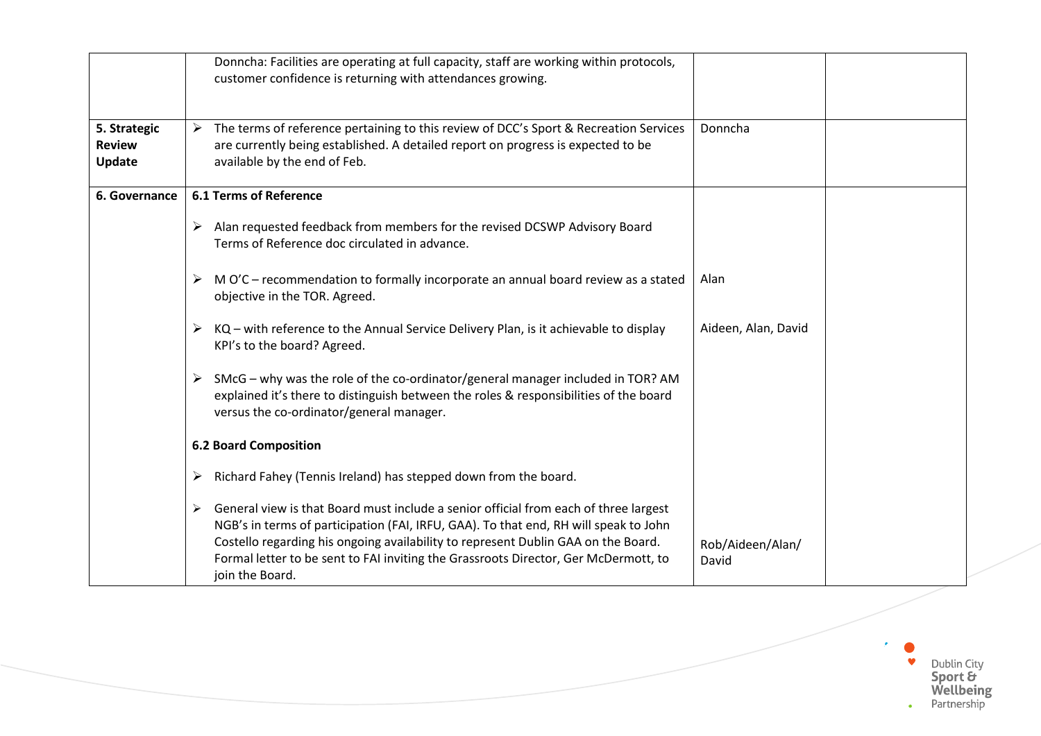| | | | |
|---|---|---|---|
| | Donncha: Facilities are operating at full capacity, staff are working within protocols, customer confidence is returning with attendances growing. | | |
| **5. Strategic Review Update** | ➢ The terms of reference pertaining to this review of DCC's Sport & Recreation Services are currently being established. A detailed report on progress is expected to be available by the end of Feb. | Donncha | |
| **6. Governance** | **6.1 Terms of Reference**<br><br>➢ Alan requested feedback from members for the revised DCSWP Advisory Board Terms of Reference doc circulated in advance.<br><br>➢ M O'C – recommendation to formally incorporate an annual board review as a stated objective in the TOR. Agreed.<br><br>➢ KQ – with reference to the Annual Service Delivery Plan, is it achievable to display KPI's to the board? Agreed.<br><br>➢ SMcG – why was the role of the co-ordinator/general manager included in TOR? AM explained it's there to distinguish between the roles & responsibilities of the board versus the co-ordinator/general manager.<br><br>**6.2 Board Composition**<br><br>➢ Richard Fahey (Tennis Ireland) has stepped down from the board.<br><br>➢ General view is that Board must include a senior official from each of three largest NGB's in terms of participation (FAI, IRFU, GAA). To that end, RH will speak to John Costello regarding his ongoing availability to represent Dublin GAA on the Board. Formal letter to be sent to FAI inviting the Grassroots Director, Ger McDermott, to join the Board. | Alan<br><br>Aideen, Alan, David<br><br>Rob/Aideen/Alan/ David | |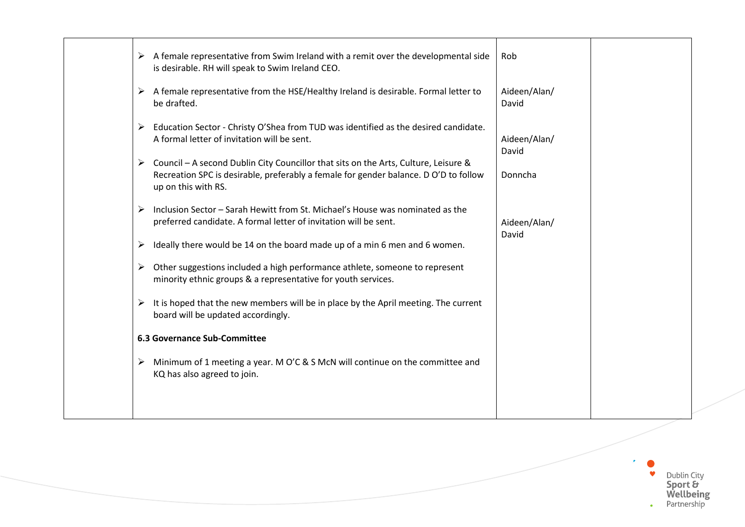| | | | |
|---|---|---|---|
| | ➢ A female representative from Swim Ireland with a remit over the developmental side is desirable. RH will speak to Swim Ireland CEO.<br><br>➢ A female representative from the HSE/Healthy Ireland is desirable. Formal letter to be drafted.<br><br>➢ Education Sector - Christy O'Shea from TUD was identified as the desired candidate. A formal letter of invitation will be sent.<br><br>➢ Council – A second Dublin City Councillor that sits on the Arts, Culture, Leisure & Recreation SPC is desirable, preferably a female for gender balance. D O'D to follow up on this with RS.<br><br>➢ Inclusion Sector – Sarah Hewitt from St. Michael's House was nominated as the preferred candidate. A formal letter of invitation will be sent.<br><br>➢ Ideally there would be 14 on the board made up of a min 6 men and 6 women.<br><br>➢ Other suggestions included a high performance athlete, someone to represent minority ethnic groups & a representative for youth services.<br><br>➢ It is hoped that the new members will be in place by the April meeting. The current board will be updated accordingly.<br><br>**6.3 Governance Sub-Committee**<br><br>➢ Minimum of 1 meeting a year. M O'C & S McN will continue on the committee and KQ has also agreed to join. | Rob<br><br>Aideen/Alan/ David<br><br>Aideen/Alan/ David<br><br>Donncha<br><br>Aideen/Alan/ David | |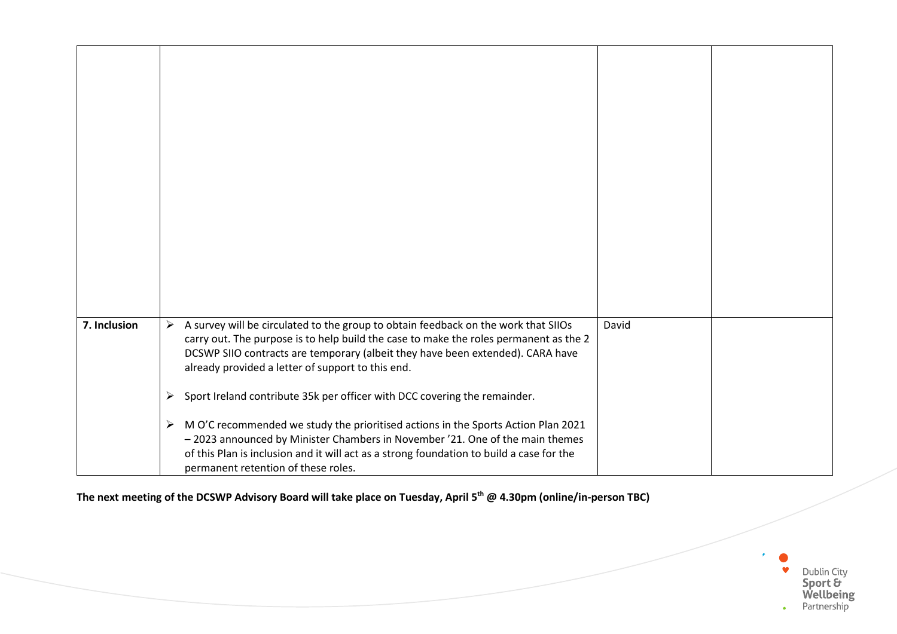| | | | |
|---|---|---|---|
| | | | |
| **7. Inclusion** | ➢ A survey will be circulated to the group to obtain feedback on the work that SIIOs carry out. The purpose is to help build the case to make the roles permanent as the 2 DCSWP SIIO contracts are temporary (albeit they have been extended). CARA have already provided a letter of support to this end.<br><br>➢ Sport Ireland contribute 35k per officer with DCC covering the remainder.<br><br>➢ M O'C recommended we study the prioritised actions in the Sports Action Plan 2021 – 2023 announced by Minister Chambers in November '21. One of the main themes of this Plan is inclusion and it will act as a strong foundation to build a case for the permanent retention of these roles. | David | |

**The next meeting of the DCSWP Advisory Board will take place on Tuesday, April 5th @ 4.30pm (online/in-person TBC)**